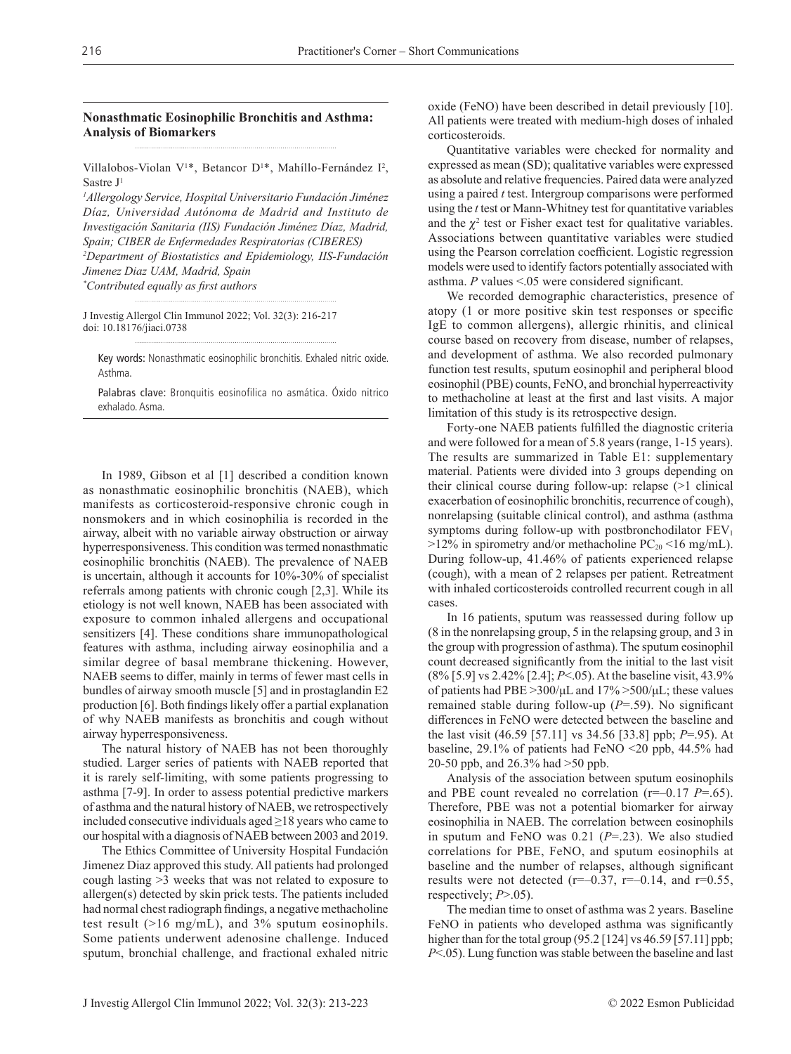## Nonasthmatic Eosinophilic Bronchitis and Asthma: Analysis of Biomarkers

Villalobos-Violan V[1]*, Betancor D[1]*, Mahíllo-Fernández I[2], Sastre J[1]

[1]Allergology Service, Hospital Universitario Fundación Jiménez Díaz, Universidad Autónoma de Madrid and Instituto de Investigación Sanitaria (IIS) Fundación Jiménez Díaz, Madrid, Spain; CIBER de Enfermedades Respiratorias (CIBERES)
[2]Department of Biostatistics and Epidemiology, IIS-Fundación Jimenez Diaz UAM, Madrid, Spain
*Contributed equally as first authors

J Investig Allergol Clin Immunol 2022; Vol. 32(3): 216-217
doi: 10.18176/jiaci.0738

Key words: Nonasthmatic eosinophilic bronchitis. Exhaled nitric oxide. Asthma.

Palabras clave: Bronquitis eosinofílica no asmática. Óxido nítrico exhalado. Asma.

In 1989, Gibson et al [1] described a condition known as nonasthmatic eosinophilic bronchitis (NAEB), which manifests as corticosteroid-responsive chronic cough in nonsmokers and in which eosinophilia is recorded in the airway, albeit with no variable airway obstruction or airway hyperresponsiveness. This condition was termed nonasthmatic eosinophilic bronchitis (NAEB). The prevalence of NAEB is uncertain, although it accounts for 10%-30% of specialist referrals among patients with chronic cough [2,3]. While its etiology is not well known, NAEB has been associated with exposure to common inhaled allergens and occupational sensitizers [4]. These conditions share immunopathological features with asthma, including airway eosinophilia and a similar degree of basal membrane thickening. However, NAEB seems to differ, mainly in terms of fewer mast cells in bundles of airway smooth muscle [5] and in prostaglandin E2 production [6]. Both findings likely offer a partial explanation of why NAEB manifests as bronchitis and cough without airway hyperresponsiveness.

The natural history of NAEB has not been thoroughly studied. Larger series of patients with NAEB reported that it is rarely self-limiting, with some patients progressing to asthma [7-9]. In order to assess potential predictive markers of asthma and the natural history of NAEB, we retrospectively included consecutive individuals aged ≥18 years who came to our hospital with a diagnosis of NAEB between 2003 and 2019.

The Ethics Committee of University Hospital Fundación Jimenez Diaz approved this study. All patients had prolonged cough lasting >3 weeks that was not related to exposure to allergen(s) detected by skin prick tests. The patients included had normal chest radiograph findings, a negative methacholine test result (>16 mg/mL), and 3% sputum eosinophils. Some patients underwent adenosine challenge. Induced sputum, bronchial challenge, and fractional exhaled nitric oxide (FeNO) have been described in detail previously [10]. All patients were treated with medium-high doses of inhaled corticosteroids.

Quantitative variables were checked for normality and expressed as mean (SD); qualitative variables were expressed as absolute and relative frequencies. Paired data were analyzed using a paired *t* test. Intergroup comparisons were performed using the *t* test or Mann-Whitney test for quantitative variables and the $\chi^2$ test or Fisher exact test for qualitative variables. Associations between quantitative variables were studied using the Pearson correlation coefficient. Logistic regression models were used to identify factors potentially associated with asthma. *P* values <.05 were considered significant.

We recorded demographic characteristics, presence of atopy (1 or more positive skin test responses or specific IgE to common allergens), allergic rhinitis, and clinical course based on recovery from disease, number of relapses, and development of asthma. We also recorded pulmonary function test results, sputum eosinophil and peripheral blood eosinophil (PBE) counts, FeNO, and bronchial hyperreactivity to methacholine at least at the first and last visits. A major limitation of this study is its retrospective design.

Forty-one NAEB patients fulfilled the diagnostic criteria and were followed for a mean of 5.8 years (range, 1-15 years). The results are summarized in Table E1: supplementary material. Patients were divided into 3 groups depending on their clinical course during follow-up: relapse (>1 clinical exacerbation of eosinophilic bronchitis, recurrence of cough), nonrelapsing (suitable clinical control), and asthma (asthma symptoms during follow-up with postbronchodilator $FEV_1$ >12% in spirometry and/or methacholine $PC_{20}$ <16 mg/mL). During follow-up, 41.46% of patients experienced relapse (cough), with a mean of 2 relapses per patient. Retreatment with inhaled corticosteroids controlled recurrent cough in all cases.

In 16 patients, sputum was reassessed during follow up (8 in the nonrelapsing group, 5 in the relapsing group, and 3 in the group with progression of asthma). The sputum eosinophil count decreased significantly from the initial to the last visit (8% [5.9] vs 2.42% [2.4]; *P*<.05). At the baseline visit, 43.9% of patients had PBE >300/µL and 17% >500/µL; these values remained stable during follow-up (*P*=.59). No significant differences in FeNO were detected between the baseline and the last visit (46.59 [57.11] vs 34.56 [33.8] ppb; *P*=.95). At baseline, 29.1% of patients had FeNO <20 ppb, 44.5% had 20-50 ppb, and 26.3% had >50 ppb.

Analysis of the association between sputum eosinophils and PBE count revealed no correlation (r=–0.17 *P*=.65). Therefore, PBE was not a potential biomarker for airway eosinophilia in NAEB. The correlation between eosinophils in sputum and FeNO was 0.21 (*P*=.23). We also studied correlations for PBE, FeNO, and sputum eosinophils at baseline and the number of relapses, although significant results were not detected (r=–0.37, r=–0.14, and r=0.55, respectively; *P*>.05).

The median time to onset of asthma was 2 years. Baseline FeNO in patients who developed asthma was significantly higher than for the total group (95.2 [124] vs 46.59 [57.11] ppb; *P*<.05). Lung function was stable between the baseline and last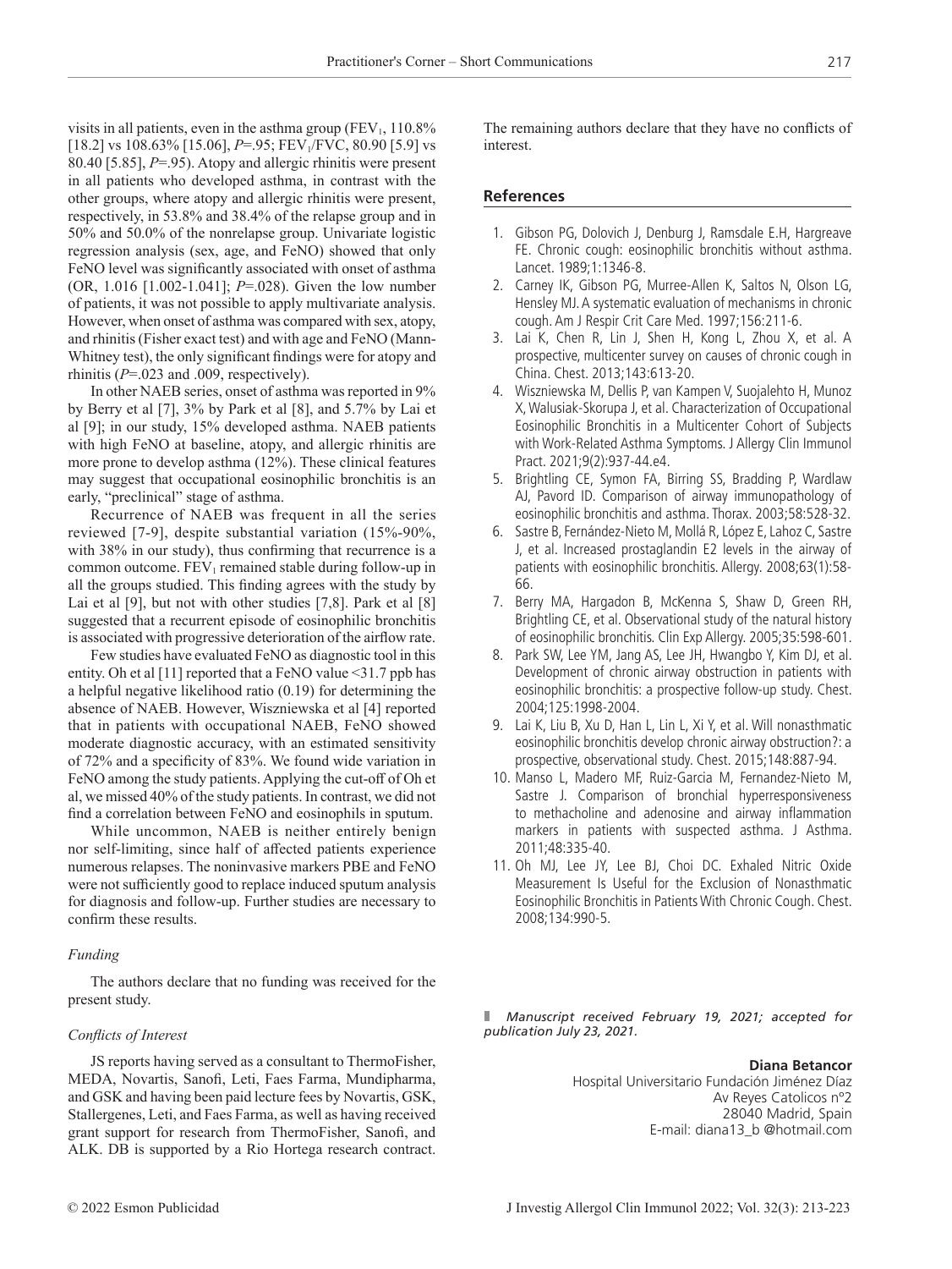visits in all patients, even in the asthma group ($FEV_1$, 110.8% [18.2] vs 108.63% [15.06], *P*=.95; $FEV_1$/FVC, 80.90 [5.9] vs 80.40 [5.85], *P*=.95). Atopy and allergic rhinitis were present in all patients who developed asthma, in contrast with the other groups, where atopy and allergic rhinitis were present, respectively, in 53.8% and 38.4% of the relapse group and in 50% and 50.0% of the nonrelapse group. Univariate logistic regression analysis (sex, age, and FeNO) showed that only FeNO level was significantly associated with onset of asthma (OR, 1.016 [1.002-1.041]; *P*=.028). Given the low number of patients, it was not possible to apply multivariate analysis. However, when onset of asthma was compared with sex, atopy, and rhinitis (Fisher exact test) and with age and FeNO (Mann-Whitney test), the only significant findings were for atopy and rhinitis (*P*=.023 and .009, respectively).

In other NAEB series, onset of asthma was reported in 9% by Berry et al [7], 3% by Park et al [8], and 5.7% by Lai et al [9]; in our study, 15% developed asthma. NAEB patients with high FeNO at baseline, atopy, and allergic rhinitis are more prone to develop asthma (12%). These clinical features may suggest that occupational eosinophilic bronchitis is an early, "preclinical" stage of asthma.

Recurrence of NAEB was frequent in all the series reviewed [7-9], despite substantial variation (15%-90%, with 38% in our study), thus confirming that recurrence is a common outcome. $FEV_1$ remained stable during follow-up in all the groups studied. This finding agrees with the study by Lai et al [9], but not with other studies [7,8]. Park et al [8] suggested that a recurrent episode of eosinophilic bronchitis is associated with progressive deterioration of the airflow rate.

Few studies have evaluated FeNO as diagnostic tool in this entity. Oh et al [11] reported that a FeNO value <31.7 ppb has a helpful negative likelihood ratio (0.19) for determining the absence of NAEB. However, Wiszniewska et al [4] reported that in patients with occupational NAEB, FeNO showed moderate diagnostic accuracy, with an estimated sensitivity of 72% and a specificity of 83%. We found wide variation in FeNO among the study patients. Applying the cut-off of Oh et al, we missed 40% of the study patients. In contrast, we did not find a correlation between FeNO and eosinophils in sputum.

While uncommon, NAEB is neither entirely benign nor self-limiting, since half of affected patients experience numerous relapses. The noninvasive markers PBE and FeNO were not sufficiently good to replace induced sputum analysis for diagnosis and follow-up. Further studies are necessary to confirm these results.

### *Funding*

The authors declare that no funding was received for the present study.

### *Conflicts of Interest*

JS reports having served as a consultant to ThermoFisher, MEDA, Novartis, Sanofi, Leti, Faes Farma, Mundipharma, and GSK and having been paid lecture fees by Novartis, GSK, Stallergenes, Leti, and Faes Farma, as well as having received grant support for research from ThermoFisher, Sanofi, and ALK. DB is supported by a Rio Hortega research contract. The remaining authors declare that they have no conflicts of interest.

## References

1. Gibson PG, Dolovich J, Denburg J, Ramsdale E.H, Hargreave FE. Chronic cough: eosinophilic bronchitis without asthma. Lancet. 1989;1:1346-8.
2. Carney IK, Gibson PG, Murree-Allen K, Saltos N, Olson LG, Hensley MJ. A systematic evaluation of mechanisms in chronic cough. Am J Respir Crit Care Med. 1997;156:211-6.
3. Lai K, Chen R, Lin J, Shen H, Kong L, Zhou X, et al. A prospective, multicenter survey on causes of chronic cough in China. Chest. 2013;143:613-20.
4. Wiszniewska M, Dellis P, van Kampen V, Suojalehto H, Munoz X, Walusiak-Skorupa J, et al. Characterization of Occupational Eosinophilic Bronchitis in a Multicenter Cohort of Subjects with Work-Related Asthma Symptoms. J Allergy Clin Immunol Pract. 2021;9(2):937-44.e4.
5. Brightling CE, Symon FA, Birring SS, Bradding P, Wardlaw AJ, Pavord ID. Comparison of airway immunopathology of eosinophilic bronchitis and asthma. Thorax. 2003;58:528-32.
6. Sastre B, Fernández-Nieto M, Mollá R, López E, Lahoz C, Sastre J, et al. Increased prostaglandin E2 levels in the airway of patients with eosinophilic bronchitis. Allergy. 2008;63(1):58-66.
7. Berry MA, Hargadon B, McKenna S, Shaw D, Green RH, Brightling CE, et al. Observational study of the natural history of eosinophilic bronchitis. Clin Exp Allergy. 2005;35:598-601.
8. Park SW, Lee YM, Jang AS, Lee JH, Hwangbo Y, Kim DJ, et al. Development of chronic airway obstruction in patients with eosinophilic bronchitis: a prospective follow-up study. Chest. 2004;125:1998-2004.
9. Lai K, Liu B, Xu D, Han L, Lin L, Xi Y, et al. Will nonasthmatic eosinophilic bronchitis develop chronic airway obstruction?: a prospective, observational study. Chest. 2015;148:887-94.
10. Manso L, Madero MF, Ruiz-Garcia M, Fernandez-Nieto M, Sastre J. Comparison of bronchial hyperresponsiveness to methacholine and adenosine and airway inflammation markers in patients with suspected asthma. J Asthma. 2011;48:335-40.
11. Oh MJ, Lee JY, Lee BJ, Choi DC. Exhaled Nitric Oxide Measurement Is Useful for the Exclusion of Nonasthmatic Eosinophilic Bronchitis in Patients With Chronic Cough. Chest. 2008;134:990-5.

*Manuscript received February 19, 2021; accepted for publication July 23, 2021.*

**Diana Betancor**
Hospital Universitario Fundación Jiménez Díaz
Av Reyes Catolicos nº2
28040 Madrid, Spain
E-mail: diana13_b @hotmail.com